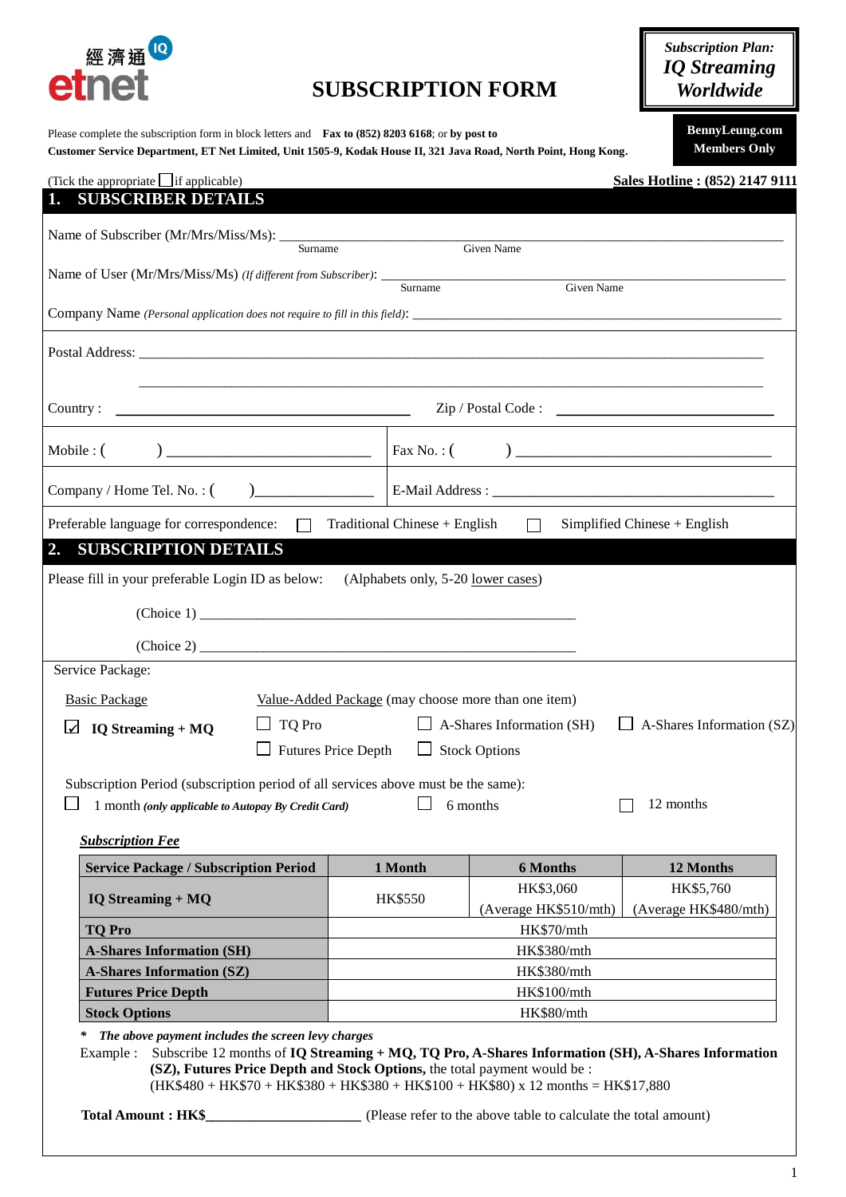經濟通 etnet IQ

# SUBSCRIPTION FORM

*Subscription Plan:*
***IQ Streaming Worldwide***

**BennyLeung.com Members Only**

Please complete the subscription form in block letters and **Fax to (852) 8203 6168**; or **by post to**
**Customer Service Department, ET Net Limited, Unit 1505-9, Kodak House II, 321 Java Road, North Point, Hong Kong.**

(Tick the appropriate ☐ if applicable) **Sales Hotline : (852) 2147 9111**

## 1. SUBSCRIBER DETAILS

Name of Subscriber (Mr/Mrs/Miss/Ms): ______________________________________________
Surname Given Name

Name of User (Mr/Mrs/Miss/Ms) *(If different from Subscriber)*: ______________________________________________
Surname Given Name

Company Name *(Personal application does not require to fill in this field)*: ______________________________________________

Postal Address: ______________________________________________

______________________________________________

Country : ______________________ Zip / Postal Code : ______________________

Mobile : ( ) ______________________ Fax No. : ( ) ______________________

Company / Home Tel. No. : ( ) ______________________ E-Mail Address : ______________________

Preferable language for correspondence: ☐ Traditional Chinese + English ☐ Simplified Chinese + English

## 2. SUBSCRIPTION DETAILS

Please fill in your preferable Login ID as below: (Alphabets only, 5-20 lower cases)

(Choice 1) ______________________________________________

(Choice 2) ______________________________________________

Service Package:

Basic Package

☑ **IQ Streaming + MQ**

Value-Added Package (may choose more than one item)

☐ TQ Pro ☐ A-Shares Information (SH) ☐ A-Shares Information (SZ)
☐ Futures Price Depth ☐ Stock Options

Subscription Period (subscription period of all services above must be the same):

☐ 1 month ***(only applicable to Autopay By Credit Card)*** ☐ 6 months ☐ 12 months

***Subscription Fee***

| Service Package / Subscription Period | 1 Month | 6 Months | 12 Months |
|---|---|---|---|
| **IQ Streaming + MQ** | HK$550 | HK$3,060 (Average HK$510/mth) | HK$5,760 (Average HK$480/mth) |
| **TQ Pro** | HK$70/mth | | |
| **A-Shares Information (SH)** | HK$380/mth | | |
| **A-Shares Information (SZ)** | HK$380/mth | | |
| **Futures Price Depth** | HK$100/mth | | |
| **Stock Options** | HK$80/mth | | |

\* ***The above payment includes the screen levy charges***

Example : Subscribe 12 months of **IQ Streaming + MQ, TQ Pro, A-Shares Information (SH), A-Shares Information (SZ), Futures Price Depth and Stock Options,** the total payment would be :
(HK$480 + HK$70 + HK$380 + HK$380 + HK$100 + HK$80) x 12 months = HK$17,880

**Total Amount : HK$______________________** (Please refer to the above table to calculate the total amount)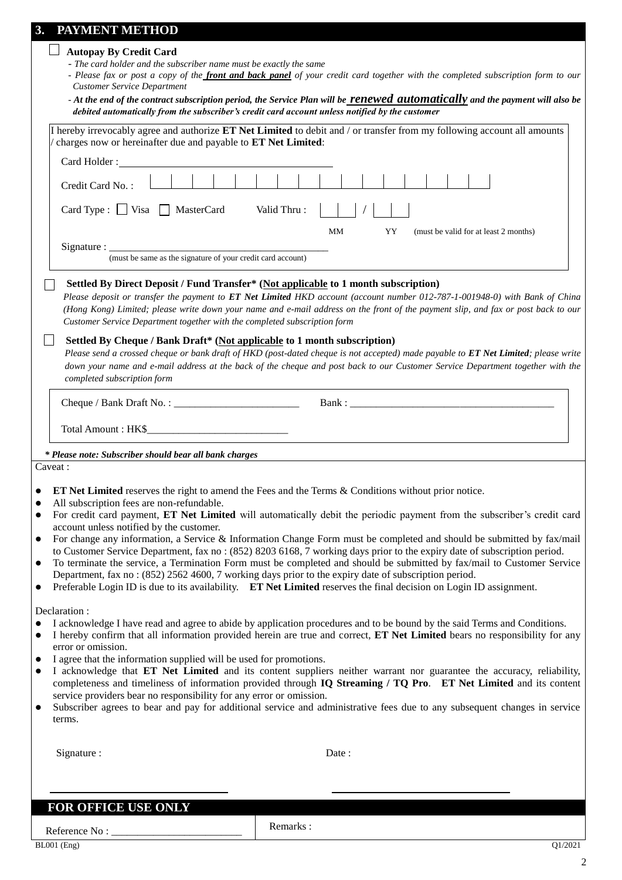## 3. PAYMENT METHOD

☐ **Autopay By Credit Card**

- *The card holder and the subscriber name must be exactly the same*
- *Please fax or post a copy of the* ***front and back panel*** *of your credit card together with the completed subscription form to our Customer Service Department*
- ***At the end of the contract subscription period, the Service Plan will be renewed automatically and the payment will also be debited automatically from the subscriber's credit card account unless notified by the customer***

I hereby irrevocably agree and authorize **ET Net Limited** to debit and / or transfer from my following account all amounts / charges now or hereinafter due and payable to **ET Net Limited**:

Card Holder : ______________________________

Credit Card No. : | | | | | | | | | | | | | | | | |

Card Type : ☐ Visa ☐ MasterCard    Valid Thru : __ __ / __ __
MM    YY    (must be valid for at least 2 months)

Signature : ______________________________
(must be same as the signature of your credit card account)

☐ **Settled By Direct Deposit / Fund Transfer\* (Not applicable to 1 month subscription)**

*Please deposit or transfer the payment to* ***ET Net Limited*** *HKD account (account number 012-787-1-001948-0) with Bank of China (Hong Kong) Limited; please write down your name and e-mail address on the front of the payment slip, and fax or post back to our Customer Service Department together with the completed subscription form*

☐ **Settled By Cheque / Bank Draft\* (Not applicable to 1 month subscription)**

*Please send a crossed cheque or bank draft of HKD (post-dated cheque is not accepted) made payable to* ***ET Net Limited****; please write down your name and e-mail address at the back of the cheque and post back to our Customer Service Department together with the completed subscription form*

Cheque / Bank Draft No. : ________________________    Bank : ______________________________

Total Amount : HK$__________________________

***\* Please note: Subscriber should bear all bank charges***

Caveat :

- **ET Net Limited** reserves the right to amend the Fees and the Terms & Conditions without prior notice.
- All subscription fees are non-refundable.
- For credit card payment, **ET Net Limited** will automatically debit the periodic payment from the subscriber's credit card account unless notified by the customer.
- For change any information, a Service & Information Change Form must be completed and should be submitted by fax/mail to Customer Service Department, fax no : (852) 8203 6168, 7 working days prior to the expiry date of subscription period.
- To terminate the service, a Termination Form must be completed and should be submitted by fax/mail to Customer Service Department, fax no : (852) 2562 4600, 7 working days prior to the expiry date of subscription period.
- Preferable Login ID is due to its availability. **ET Net Limited** reserves the final decision on Login ID assignment.

Declaration :

- I acknowledge I have read and agree to abide by application procedures and to be bound by the said Terms and Conditions.
- I hereby confirm that all information provided herein are true and correct, **ET Net Limited** bears no responsibility for any error or omission.
- I agree that the information supplied will be used for promotions.
- I acknowledge that **ET Net Limited** and its content suppliers neither warrant nor guarantee the accuracy, reliability, completeness and timeliness of information provided through **IQ Streaming / TQ Pro**. **ET Net Limited** and its content service providers bear no responsibility for any error or omission.
- Subscriber agrees to bear and pay for additional service and administrative fees due to any subsequent changes in service terms.

Signature : ______________________________    Date : ______________________________

## FOR OFFICE USE ONLY

Reference No : ________________________    Remarks :

BL001 (Eng)    Q1/2021